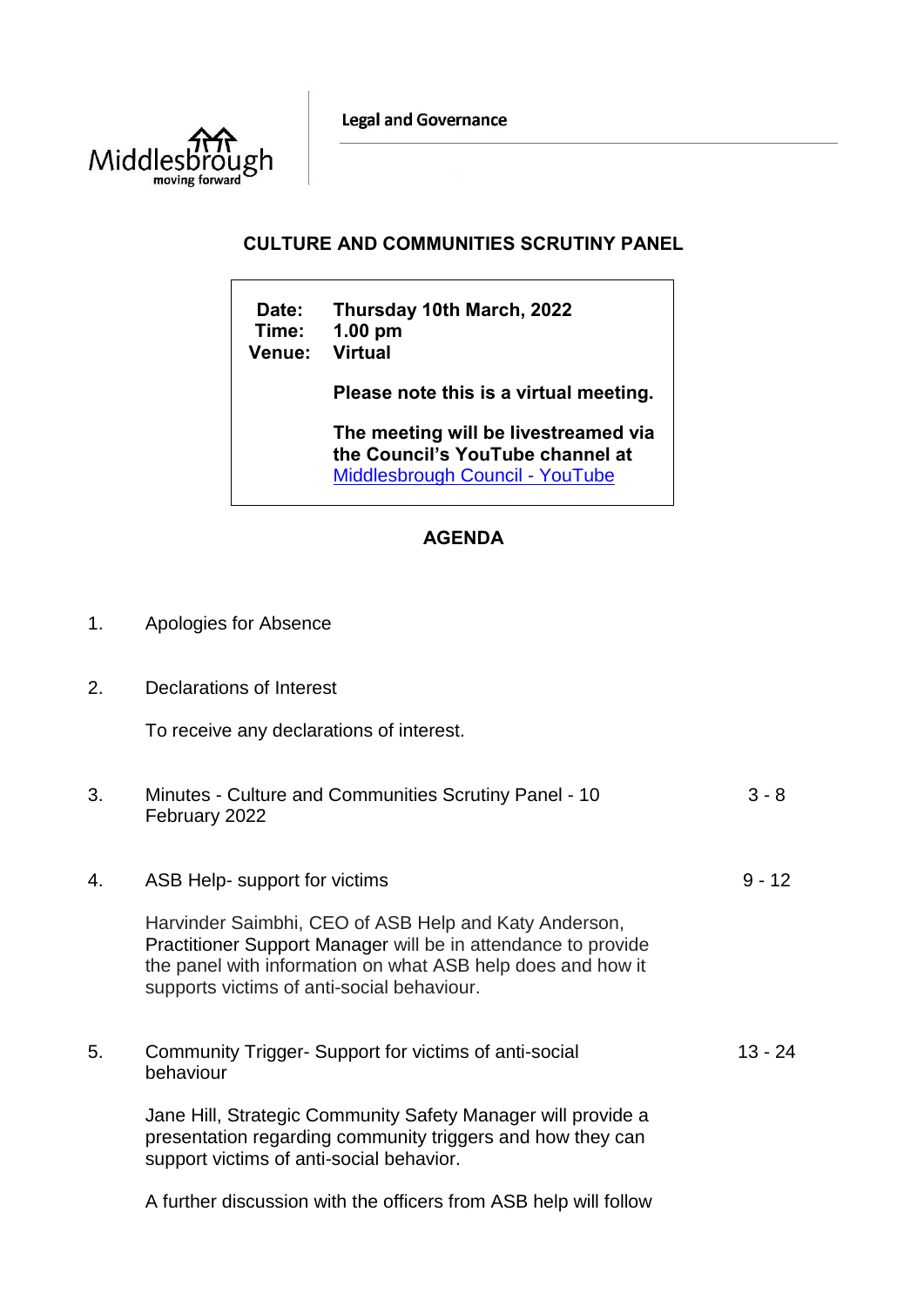Middlesbrough
moving forward

**Legal and Governance**

## CULTURE AND COMMUNITIES SCRUTINY PANEL

**Date:** **Thursday 10th March, 2022**
**Time:** **1.00 pm**
**Venue:** **Virtual**

**Please note this is a virtual meeting.**

**The meeting will be livestreamed via the Council's YouTube channel at** [Middlesbrough Council - YouTube](Middlesbrough Council - YouTube)

## AGENDA

1. Apologies for Absence

2. Declarations of Interest

   To receive any declarations of interest.

3. Minutes - Culture and Communities Scrutiny Panel - 10 February 2022 — 3 - 8

4. ASB Help- support for victims — 9 - 12

   Harvinder Saimbhi, CEO of ASB Help and Katy Anderson, Practitioner Support Manager will be in attendance to provide the panel with information on what ASB help does and how it supports victims of anti-social behaviour.

5. Community Trigger- Support for victims of anti-social behaviour — 13 - 24

   Jane Hill, Strategic Community Safety Manager will provide a presentation regarding community triggers and how they can support victims of anti-social behavior.

   A further discussion with the officers from ASB help will follow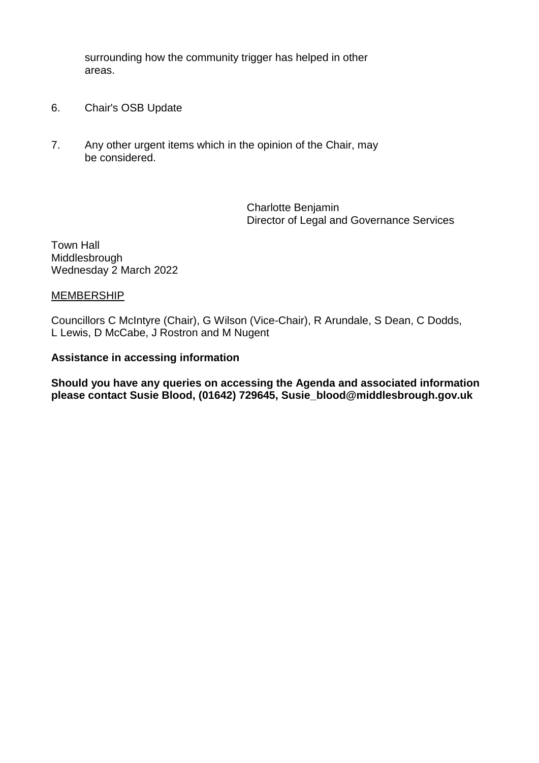surrounding how the community trigger has helped in other areas.

6. Chair's OSB Update

7. Any other urgent items which in the opinion of the Chair, may be considered.

Charlotte Benjamin
Director of Legal and Governance Services

Town Hall
Middlesbrough
Wednesday 2 March 2022

MEMBERSHIP

Councillors C McIntyre (Chair), G Wilson (Vice-Chair), R Arundale, S Dean, C Dodds, L Lewis, D McCabe, J Rostron and M Nugent

**Assistance in accessing information**

**Should you have any queries on accessing the Agenda and associated information please contact Susie Blood, (01642) 729645, Susie_blood@middlesbrough.gov.uk**